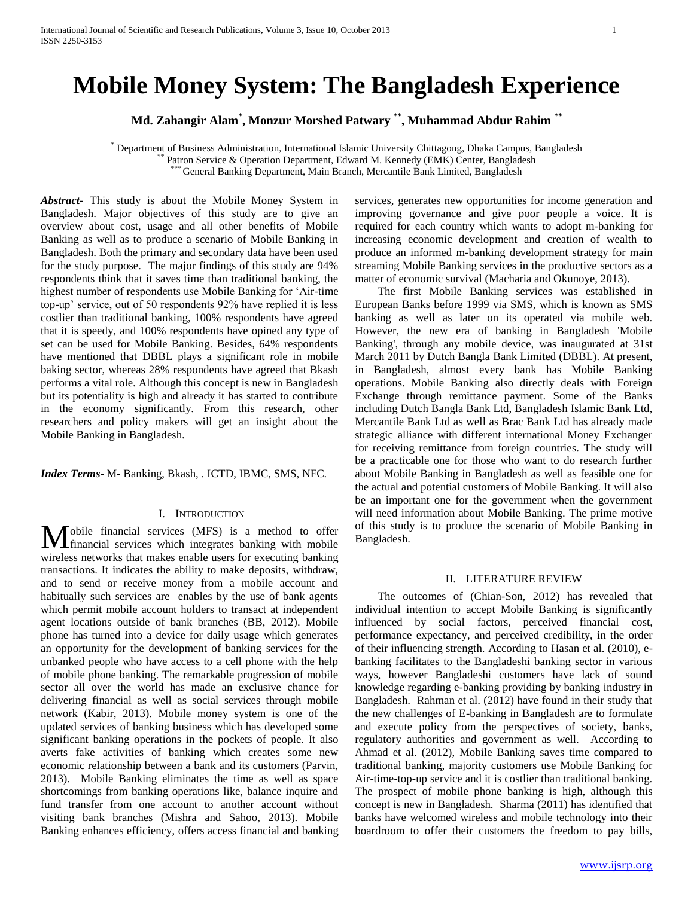# Mobile Money System: The Bangladesh Experience

**Md. Zahangir Alam[*], Monzur Morshed Patwary [**], Muhammad Abdur Rahim [**]**

[*] Department of Business Administration, International Islamic University Chittagong, Dhaka Campus, Bangladesh
[**] Patron Service & Operation Department, Edward M. Kennedy (EMK) Center, Bangladesh
[***] General Banking Department, Main Branch, Mercantile Bank Limited, Bangladesh

***Abstract***- This study is about the Mobile Money System in Bangladesh. Major objectives of this study are to give an overview about cost, usage and all other benefits of Mobile Banking as well as to produce a scenario of Mobile Banking in Bangladesh. Both the primary and secondary data have been used for the study purpose. The major findings of this study are 94% respondents think that it saves time than traditional banking, the highest number of respondents use Mobile Banking for 'Air-time top-up' service, out of 50 respondents 92% have replied it is less costlier than traditional banking, 100% respondents have agreed that it is speedy, and 100% respondents have opined any type of set can be used for Mobile Banking. Besides, 64% respondents have mentioned that DBBL plays a significant role in mobile baking sector, whereas 28% respondents have agreed that Bkash performs a vital role. Although this concept is new in Bangladesh but its potentiality is high and already it has started to contribute in the economy significantly. From this research, other researchers and policy makers will get an insight about the Mobile Banking in Bangladesh.

***Index Terms***- M- Banking, Bkash, . ICTD, IBMC, SMS, NFC.

## I. Introduction

Mobile financial services (MFS) is a method to offer financial services which integrates banking with mobile wireless networks that makes enable users for executing banking transactions. It indicates the ability to make deposits, withdraw, and to send or receive money from a mobile account and habitually such services are enables by the use of bank agents which permit mobile account holders to transact at independent agent locations outside of bank branches (BB, 2012). Mobile phone has turned into a device for daily usage which generates an opportunity for the development of banking services for the unbanked people who have access to a cell phone with the help of mobile phone banking. The remarkable progression of mobile sector all over the world has made an exclusive chance for delivering financial as well as social services through mobile network (Kabir, 2013). Mobile money system is one of the updated services of banking business which has developed some significant banking operations in the pockets of people. It also averts fake activities of banking which creates some new economic relationship between a bank and its customers (Parvin, 2013). Mobile Banking eliminates the time as well as space shortcomings from banking operations like, balance inquire and fund transfer from one account to another account without visiting bank branches (Mishra and Sahoo, 2013). Mobile Banking enhances efficiency, offers access financial and banking services, generates new opportunities for income generation and improving governance and give poor people a voice. It is required for each country which wants to adopt m-banking for increasing economic development and creation of wealth to produce an informed m-banking development strategy for main streaming Mobile Banking services in the productive sectors as a matter of economic survival (Macharia and Okunoye, 2013).

The first Mobile Banking services was established in European Banks before 1999 via SMS, which is known as SMS banking as well as later on its operated via mobile web. However, the new era of banking in Bangladesh 'Mobile Banking', through any mobile device, was inaugurated at 31st March 2011 by Dutch Bangla Bank Limited (DBBL). At present, in Bangladesh, almost every bank has Mobile Banking operations. Mobile Banking also directly deals with Foreign Exchange through remittance payment. Some of the Banks including Dutch Bangla Bank Ltd, Bangladesh Islamic Bank Ltd, Mercantile Bank Ltd as well as Brac Bank Ltd has already made strategic alliance with different international Money Exchanger for receiving remittance from foreign countries. The study will be a practicable one for those who want to do research further about Mobile Banking in Bangladesh as well as feasible one for the actual and potential customers of Mobile Banking. It will also be an important one for the government when the government will need information about Mobile Banking. The prime motive of this study is to produce the scenario of Mobile Banking in Bangladesh.

## II. Literature Review

The outcomes of (Chian-Son, 2012) has revealed that individual intention to accept Mobile Banking is significantly influenced by social factors, perceived financial cost, performance expectancy, and perceived credibility, in the order of their influencing strength. According to Hasan et al. (2010), e-banking facilitates to the Bangladeshi banking sector in various ways, however Bangladeshi customers have lack of sound knowledge regarding e-banking providing by banking industry in Bangladesh. Rahman et al. (2012) have found in their study that the new challenges of E-banking in Bangladesh are to formulate and execute policy from the perspectives of society, banks, regulatory authorities and government as well. According to Ahmad et al. (2012), Mobile Banking saves time compared to traditional banking, majority customers use Mobile Banking for Air-time-top-up service and it is costlier than traditional banking. The prospect of mobile phone banking is high, although this concept is new in Bangladesh. Sharma (2011) has identified that banks have welcomed wireless and mobile technology into their boardroom to offer their customers the freedom to pay bills,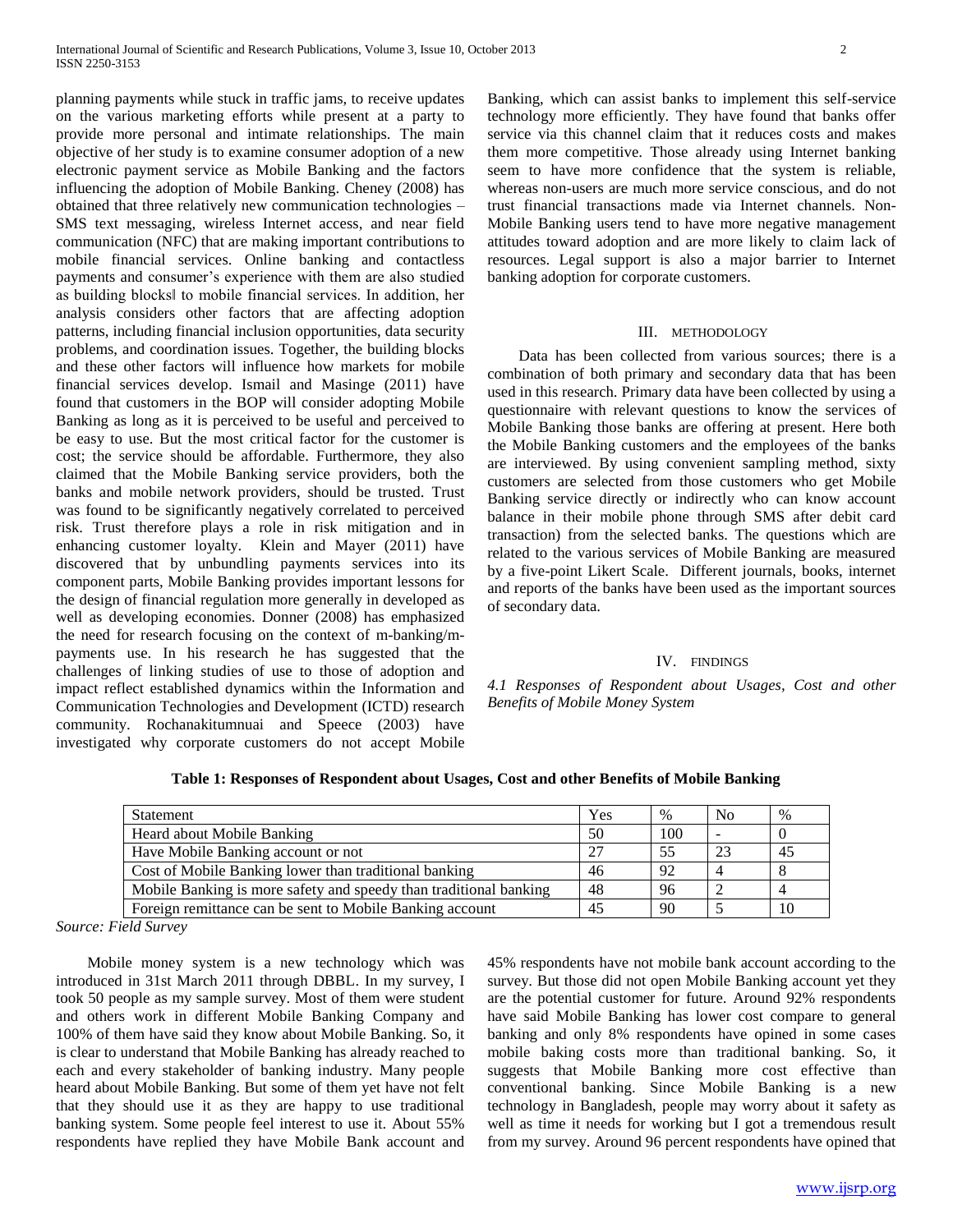planning payments while stuck in traffic jams, to receive updates on the various marketing efforts while present at a party to provide more personal and intimate relationships. The main objective of her study is to examine consumer adoption of a new electronic payment service as Mobile Banking and the factors influencing the adoption of Mobile Banking. Cheney (2008) has obtained that three relatively new communication technologies – SMS text messaging, wireless Internet access, and near field communication (NFC) that are making important contributions to mobile financial services. Online banking and contactless payments and consumer's experience with them are also studied as building blocks‖ to mobile financial services. In addition, her analysis considers other factors that are affecting adoption patterns, including financial inclusion opportunities, data security problems, and coordination issues. Together, the building blocks and these other factors will influence how markets for mobile financial services develop. Ismail and Masinge (2011) have found that customers in the BOP will consider adopting Mobile Banking as long as it is perceived to be useful and perceived to be easy to use. But the most critical factor for the customer is cost; the service should be affordable. Furthermore, they also claimed that the Mobile Banking service providers, both the banks and mobile network providers, should be trusted. Trust was found to be significantly negatively correlated to perceived risk. Trust therefore plays a role in risk mitigation and in enhancing customer loyalty. Klein and Mayer (2011) have discovered that by unbundling payments services into its component parts, Mobile Banking provides important lessons for the design of financial regulation more generally in developed as well as developing economies. Donner (2008) has emphasized the need for research focusing on the context of m-banking/m-payments use. In his research he has suggested that the challenges of linking studies of use to those of adoption and impact reflect established dynamics within the Information and Communication Technologies and Development (ICTD) research community. Rochanakitumnuai and Speece (2003) have investigated why corporate customers do not accept Mobile Banking, which can assist banks to implement this self-service technology more efficiently. They have found that banks offer service via this channel claim that it reduces costs and makes them more competitive. Those already using Internet banking seem to have more confidence that the system is reliable, whereas non-users are much more service conscious, and do not trust financial transactions made via Internet channels. Non-Mobile Banking users tend to have more negative management attitudes toward adoption and are more likely to claim lack of resources. Legal support is also a major barrier to Internet banking adoption for corporate customers.

## III. Methodology

Data has been collected from various sources; there is a combination of both primary and secondary data that has been used in this research. Primary data have been collected by using a questionnaire with relevant questions to know the services of Mobile Banking those banks are offering at present. Here both the Mobile Banking customers and the employees of the banks are interviewed. By using convenient sampling method, sixty customers are selected from those customers who get Mobile Banking service directly or indirectly who can know account balance in their mobile phone through SMS after debit card transaction) from the selected banks. The questions which are related to the various services of Mobile Banking are measured by a five-point Likert Scale. Different journals, books, internet and reports of the banks have been used as the important sources of secondary data.

## IV. Findings

### *4.1 Responses of Respondent about Usages, Cost and other Benefits of Mobile Money System*

**Table 1: Responses of Respondent about Usages, Cost and other Benefits of Mobile Banking**

| Statement | Yes | % | No | % |
|---|---|---|---|---|
| Heard about Mobile Banking | 50 | 100 | - | 0 |
| Have Mobile Banking account or not | 27 | 55 | 23 | 45 |
| Cost of Mobile Banking lower than traditional banking | 46 | 92 | 4 | 8 |
| Mobile Banking is more safety and speedy than traditional banking | 48 | 96 | 2 | 4 |
| Foreign remittance can be sent to Mobile Banking account | 45 | 90 | 5 | 10 |

*Source: Field Survey*

Mobile money system is a new technology which was introduced in 31st March 2011 through DBBL. In my survey, I took 50 people as my sample survey. Most of them were student and others work in different Mobile Banking Company and 100% of them have said they know about Mobile Banking. So, it is clear to understand that Mobile Banking has already reached to each and every stakeholder of banking industry. Many people heard about Mobile Banking. But some of them yet have not felt that they should use it as they are happy to use traditional banking system. Some people feel interest to use it. About 55% respondents have replied they have Mobile Bank account and 45% respondents have not mobile bank account according to the survey. But those did not open Mobile Banking account yet they are the potential customer for future. Around 92% respondents have said Mobile Banking has lower cost compare to general banking and only 8% respondents have opined in some cases mobile baking costs more than traditional banking. So, it suggests that Mobile Banking more cost effective than conventional banking. Since Mobile Banking is a new technology in Bangladesh, people may worry about it safety as well as time it needs for working but I got a tremendous result from my survey. Around 96 percent respondents have opined that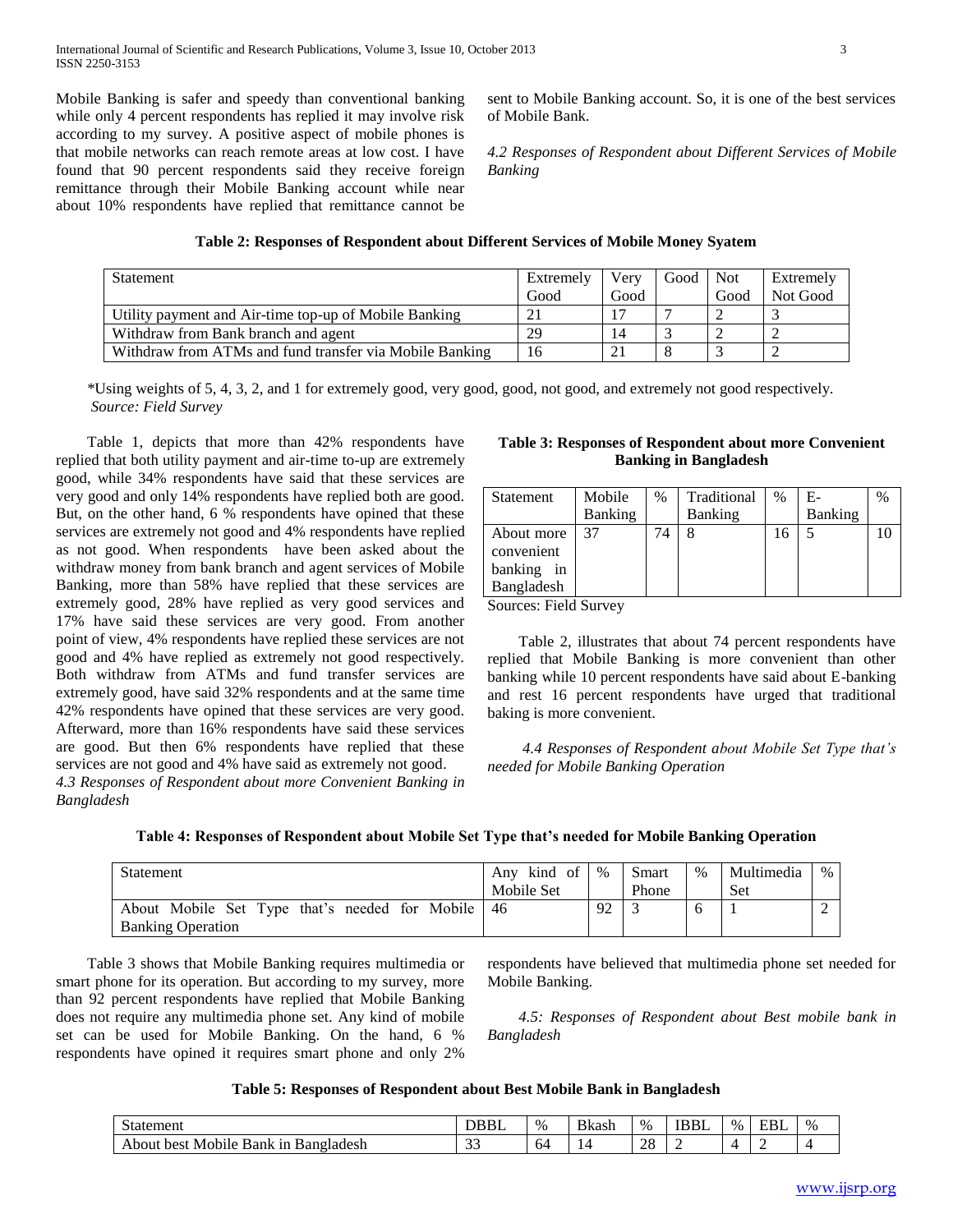Mobile Banking is safer and speedy than conventional banking while only 4 percent respondents has replied it may involve risk according to my survey. A positive aspect of mobile phones is that mobile networks can reach remote areas at low cost. I have found that 90 percent respondents said they receive foreign remittance through their Mobile Banking account while near about 10% respondents have replied that remittance cannot be sent to Mobile Banking account. So, it is one of the best services of Mobile Bank.

*4.2 Responses of Respondent about Different Services of Mobile Banking*

**Table 2: Responses of Respondent about Different Services of Mobile Money Syatem**

| Statement | Extremely Good | Very Good | Good | Not Good | Extremely Not Good |
|---|---|---|---|---|---|
| Utility payment and Air-time top-up of Mobile Banking | 21 | 17 | 7 | 2 | 3 |
| Withdraw from Bank branch and agent | 29 | 14 | 3 | 2 | 2 |
| Withdraw from ATMs and fund transfer via Mobile Banking | 16 | 21 | 8 | 3 | 2 |

*Using weights of 5, 4, 3, 2, and 1 for extremely good, very good, good, not good, and extremely not good respectively.
*Source: Field Survey*

Table 1, depicts that more than 42% respondents have replied that both utility payment and air-time to-up are extremely good, while 34% respondents have said that these services are very good and only 14% respondents have replied both are good. But, on the other hand, 6 % respondents have opined that these services are extremely not good and 4% respondents have replied as not good. When respondents have been asked about the withdraw money from bank branch and agent services of Mobile Banking, more than 58% have replied that these services are extremely good, 28% have replied as very good services and 17% have said these services are very good. From another point of view, 4% respondents have replied these services are not good and 4% have replied as extremely not good respectively. Both withdraw from ATMs and fund transfer services are extremely good, have said 32% respondents and at the same time 42% respondents have opined that these services are very good. Afterward, more than 16% respondents have said these services are good. But then 6% respondents have replied that these services are not good and 4% have said as extremely not good.

*4.3 Responses of Respondent about more Convenient Banking in Bangladesh*

**Table 3: Responses of Respondent about more Convenient Banking in Bangladesh**

| Statement | Mobile Banking | % | Traditional Banking | % | E-Banking | % |
|---|---|---|---|---|---|---|
| About more convenient banking in Bangladesh | 37 | 74 | 8 | 16 | 5 | 10 |

Sources: Field Survey

Table 2, illustrates that about 74 percent respondents have replied that Mobile Banking is more convenient than other banking while 10 percent respondents have said about E-banking and rest 16 percent respondents have urged that traditional baking is more convenient.

*4.4 Responses of Respondent about Mobile Set Type that's needed for Mobile Banking Operation*

**Table 4: Responses of Respondent about Mobile Set Type that's needed for Mobile Banking Operation**

| Statement | Any kind of Mobile Set | % | Smart Phone | % | Multimedia Set | % |
|---|---|---|---|---|---|---|
| About Mobile Set Type that's needed for Mobile Banking Operation | 46 | 92 | 3 | 6 | 1 | 2 |

Table 3 shows that Mobile Banking requires multimedia or smart phone for its operation. But according to my survey, more than 92 percent respondents have replied that Mobile Banking does not require any multimedia phone set. Any kind of mobile set can be used for Mobile Banking. On the hand, 6 % respondents have opined it requires smart phone and only 2% respondents have believed that multimedia phone set needed for Mobile Banking.

*4.5: Responses of Respondent about Best mobile bank in Bangladesh*

**Table 5: Responses of Respondent about Best Mobile Bank in Bangladesh**

| Statement | DBBL | % | Bkash | % | IBBL | % | EBL | % |
|---|---|---|---|---|---|---|---|---|
| About best Mobile Bank in Bangladesh | 33 | 64 | 14 | 28 | 2 | 4 | 2 | 4 |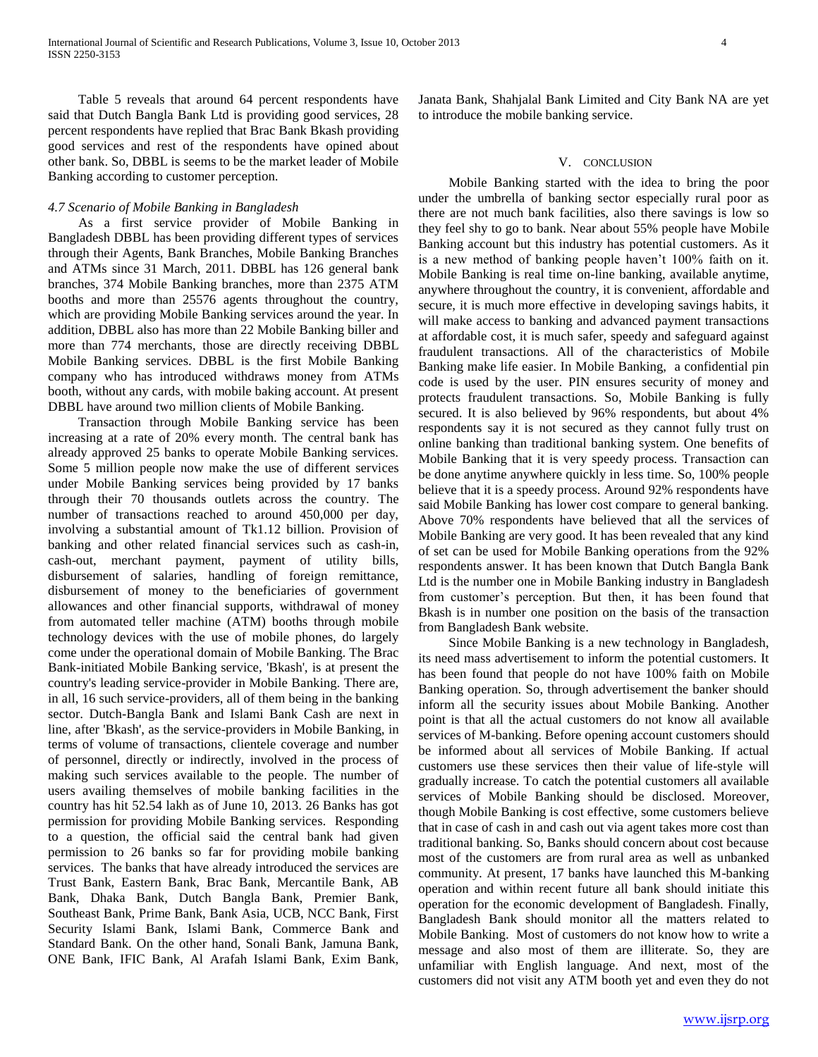Table 5 reveals that around 64 percent respondents have said that Dutch Bangla Bank Ltd is providing good services, 28 percent respondents have replied that Brac Bank Bkash providing good services and rest of the respondents have opined about other bank. So, DBBL is seems to be the market leader of Mobile Banking according to customer perception.

### *4.7 Scenario of Mobile Banking in Bangladesh*

As a first service provider of Mobile Banking in Bangladesh DBBL has been providing different types of services through their Agents, Bank Branches, Mobile Banking Branches and ATMs since 31 March, 2011. DBBL has 126 general bank branches, 374 Mobile Banking branches, more than 2375 ATM booths and more than 25576 agents throughout the country, which are providing Mobile Banking services around the year. In addition, DBBL also has more than 22 Mobile Banking biller and more than 774 merchants, those are directly receiving DBBL Mobile Banking services. DBBL is the first Mobile Banking company who has introduced withdraws money from ATMs booth, without any cards, with mobile baking account. At present DBBL have around two million clients of Mobile Banking.

Transaction through Mobile Banking service has been increasing at a rate of 20% every month. The central bank has already approved 25 banks to operate Mobile Banking services. Some 5 million people now make the use of different services under Mobile Banking services being provided by 17 banks through their 70 thousands outlets across the country. The number of transactions reached to around 450,000 per day, involving a substantial amount of Tk1.12 billion. Provision of banking and other related financial services such as cash-in, cash-out, merchant payment, payment of utility bills, disbursement of salaries, handling of foreign remittance, disbursement of money to the beneficiaries of government allowances and other financial supports, withdrawal of money from automated teller machine (ATM) booths through mobile technology devices with the use of mobile phones, do largely come under the operational domain of Mobile Banking. The Brac Bank-initiated Mobile Banking service, 'Bkash', is at present the country's leading service-provider in Mobile Banking. There are, in all, 16 such service-providers, all of them being in the banking sector. Dutch-Bangla Bank and Islami Bank Cash are next in line, after 'Bkash', as the service-providers in Mobile Banking, in terms of volume of transactions, clientele coverage and number of personnel, directly or indirectly, involved in the process of making such services available to the people. The number of users availing themselves of mobile banking facilities in the country has hit 52.54 lakh as of June 10, 2013. 26 Banks has got permission for providing Mobile Banking services. Responding to a question, the official said the central bank had given permission to 26 banks so far for providing mobile banking services. The banks that have already introduced the services are Trust Bank, Eastern Bank, Brac Bank, Mercantile Bank, AB Bank, Dhaka Bank, Dutch Bangla Bank, Premier Bank, Southeast Bank, Prime Bank, Bank Asia, UCB, NCC Bank, First Security Islami Bank, Islami Bank, Commerce Bank and Standard Bank. On the other hand, Sonali Bank, Jamuna Bank, ONE Bank, IFIC Bank, Al Arafah Islami Bank, Exim Bank, Janata Bank, Shahjalal Bank Limited and City Bank NA are yet to introduce the mobile banking service.

## V. CONCLUSION

Mobile Banking started with the idea to bring the poor under the umbrella of banking sector especially rural poor as there are not much bank facilities, also there savings is low so they feel shy to go to bank. Near about 55% people have Mobile Banking account but this industry has potential customers. As it is a new method of banking people haven't 100% faith on it. Mobile Banking is real time on-line banking, available anytime, anywhere throughout the country, it is convenient, affordable and secure, it is much more effective in developing savings habits, it will make access to banking and advanced payment transactions at affordable cost, it is much safer, speedy and safeguard against fraudulent transactions. All of the characteristics of Mobile Banking make life easier. In Mobile Banking, a confidential pin code is used by the user. PIN ensures security of money and protects fraudulent transactions. So, Mobile Banking is fully secured. It is also believed by 96% respondents, but about 4% respondents say it is not secured as they cannot fully trust on online banking than traditional banking system. One benefits of Mobile Banking that it is very speedy process. Transaction can be done anytime anywhere quickly in less time. So, 100% people believe that it is a speedy process. Around 92% respondents have said Mobile Banking has lower cost compare to general banking. Above 70% respondents have believed that all the services of Mobile Banking are very good. It has been revealed that any kind of set can be used for Mobile Banking operations from the 92% respondents answer. It has been known that Dutch Bangla Bank Ltd is the number one in Mobile Banking industry in Bangladesh from customer's perception. But then, it has been found that Bkash is in number one position on the basis of the transaction from Bangladesh Bank website.

Since Mobile Banking is a new technology in Bangladesh, its need mass advertisement to inform the potential customers. It has been found that people do not have 100% faith on Mobile Banking operation. So, through advertisement the banker should inform all the security issues about Mobile Banking. Another point is that all the actual customers do not know all available services of M-banking. Before opening account customers should be informed about all services of Mobile Banking. If actual customers use these services then their value of life-style will gradually increase. To catch the potential customers all available services of Mobile Banking should be disclosed. Moreover, though Mobile Banking is cost effective, some customers believe that in case of cash in and cash out via agent takes more cost than traditional banking. So, Banks should concern about cost because most of the customers are from rural area as well as unbanked community. At present, 17 banks have launched this M-banking operation and within recent future all bank should initiate this operation for the economic development of Bangladesh. Finally, Bangladesh Bank should monitor all the matters related to Mobile Banking. Most of customers do not know how to write a message and also most of them are illiterate. So, they are unfamiliar with English language. And next, most of the customers did not visit any ATM booth yet and even they do not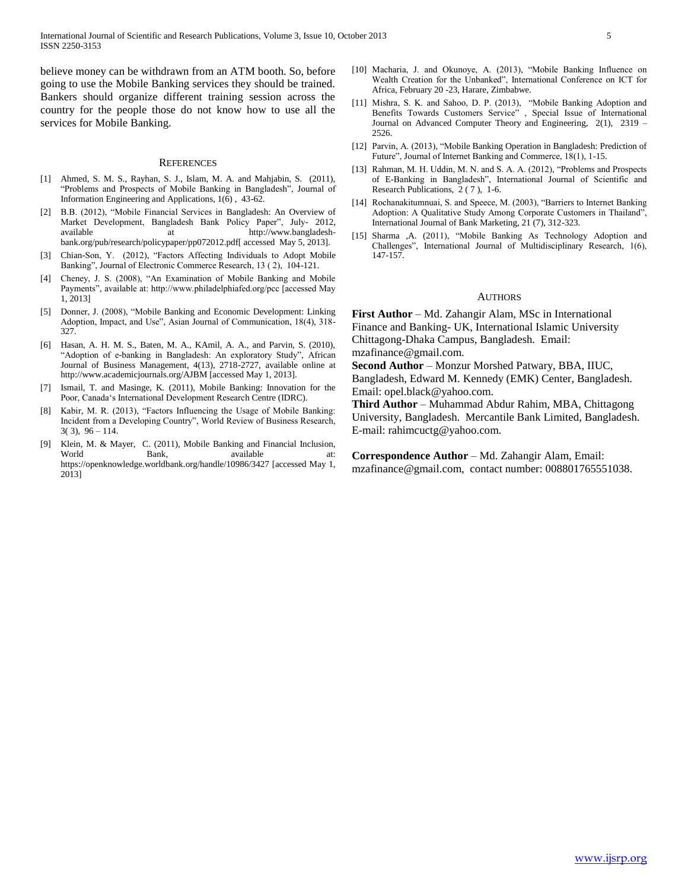believe money can be withdrawn from an ATM booth. So, before going to use the Mobile Banking services they should be trained. Bankers should organize different training session across the country for the people those do not know how to use all the services for Mobile Banking.

## References

[1] Ahmed, S. M. S., Rayhan, S. J., Islam, M. A. and Mahjabin, S. (2011), "Problems and Prospects of Mobile Banking in Bangladesh", Journal of Information Engineering and Applications, 1(6) , 43-62.

[2] B.B. (2012), "Mobile Financial Services in Bangladesh: An Overview of Market Development, Bangladesh Bank Policy Paper", July- 2012, available at http://www.bangladesh-bank.org/pub/research/policypaper/pp072012.pdf[ accessed May 5, 2013].

[3] Chian-Son, Y. (2012), "Factors Affecting Individuals to Adopt Mobile Banking", Journal of Electronic Commerce Research, 13 ( 2), 104-121.

[4] Cheney, J. S. (2008), "An Examination of Mobile Banking and Mobile Payments", available at: http://www.philadelphiafed.org/pcc [accessed May 1, 2013]

[5] Donner, J. (2008), "Mobile Banking and Economic Development: Linking Adoption, Impact, and Use", Asian Journal of Communication, 18(4), 318-327.

[6] Hasan, A. H. M. S., Baten, M. A., KAmil, A. A., and Parvin, S. (2010), "Adoption of e-banking in Bangladesh: An exploratory Study", African Journal of Business Management, 4(13), 2718-2727, available online at http://www.academicjournals.org/AJBM [accessed May 1, 2013].

[7] Ismail, T. and Masinge, K. (2011), Mobile Banking: Innovation for the Poor, Canada's International Development Research Centre (IDRC).

[8] Kabir, M. R. (2013), "Factors Influencing the Usage of Mobile Banking: Incident from a Developing Country", World Review of Business Research, 3( 3), 96 – 114.

[9] Klein, M. & Mayer, C. (2011), Mobile Banking and Financial Inclusion, World Bank, available at: https://openknowledge.worldbank.org/handle/10986/3427 [accessed May 1, 2013]

[10] Macharia, J. and Okunoye, A. (2013), "Mobile Banking Influence on Wealth Creation for the Unbanked", International Conference on ICT for Africa, February 20 -23, Harare, Zimbabwe.

[11] Mishra, S. K. and Sahoo, D. P. (2013), "Mobile Banking Adoption and Benefits Towards Customers Service" , Special Issue of International Journal on Advanced Computer Theory and Engineering, 2(1), 2319 – 2526.

[12] Parvin, A. (2013), "Mobile Banking Operation in Bangladesh: Prediction of Future", Journal of Internet Banking and Commerce, 18(1), 1-15.

[13] Rahman, M. H. Uddin, M. N. and S. A. A. (2012), "Problems and Prospects of E-Banking in Bangladesh", International Journal of Scientific and Research Publications, 2 ( 7 ), 1-6.

[14] Rochanakitumnuai, S. and Speece, M. (2003), "Barriers to Internet Banking Adoption: A Qualitative Study Among Corporate Customers in Thailand", International Journal of Bank Marketing, 21 (7), 312-323.

[15] Sharma ,A. (2011), "Mobile Banking As Technology Adoption and Challenges", International Journal of Multidisciplinary Research, 1(6), 147-157.

## Authors

**First Author** – Md. Zahangir Alam, MSc in International Finance and Banking- UK, International Islamic University Chittagong-Dhaka Campus, Bangladesh. Email: mzafinance@gmail.com.

**Second Author** – Monzur Morshed Patwary, BBA, IIUC, Bangladesh, Edward M. Kennedy (EMK) Center, Bangladesh. Email: opel.black@yahoo.com.

**Third Author** – Muhammad Abdur Rahim, MBA, Chittagong University, Bangladesh. Mercantile Bank Limited, Bangladesh. E-mail: rahimcuctg@yahoo.com.

**Correspondence Author** – Md. Zahangir Alam, Email: mzafinance@gmail.com, contact number: 008801765551038.